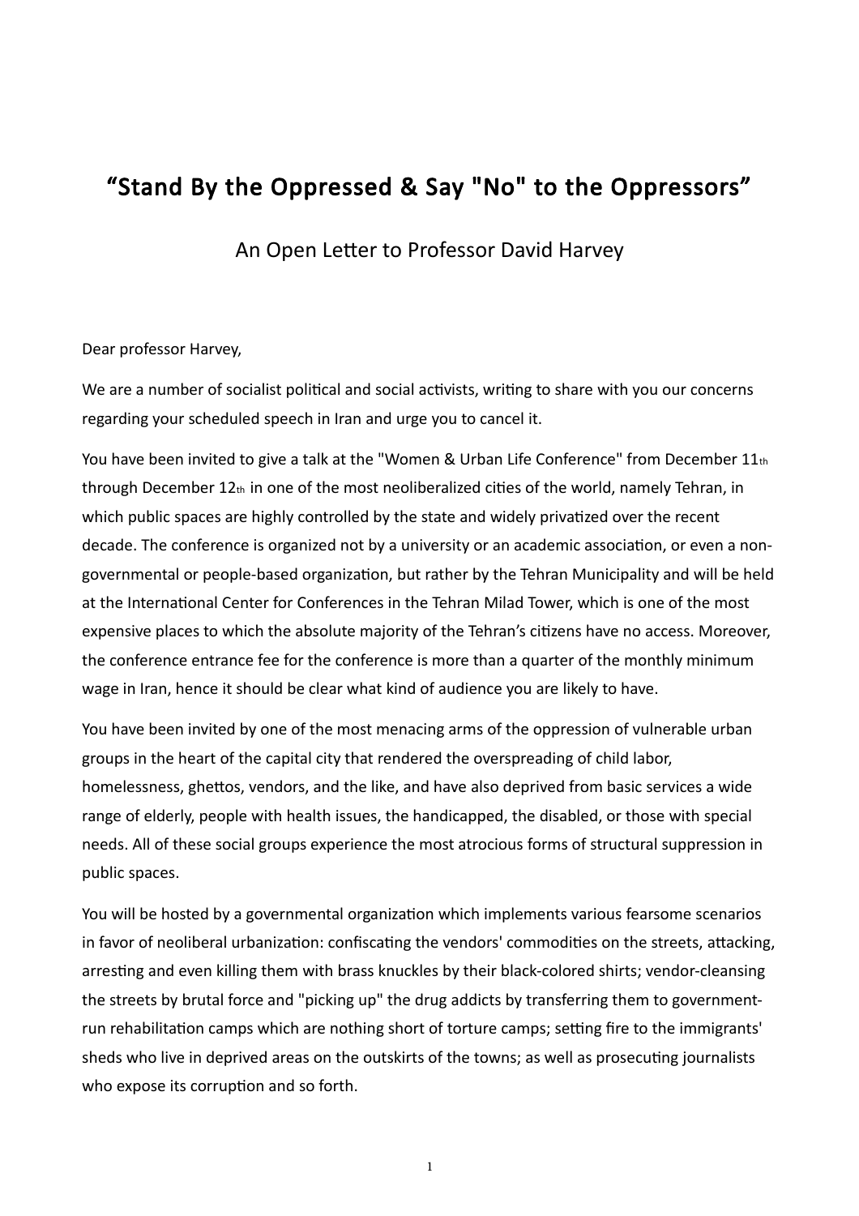# “Stand By the Oppressed & Say "No" to the Oppressors”

## An Open Letter to Professor David Harvey

Dear professor Harvey,

We are a number of socialist political and social activists, writing to share with you our concerns regarding your scheduled speech in Iran and urge you to cancel it.

You have been invited to give a talk at the "Women & Urban Life Conference" from December 11th through December 12th in one of the most neoliberalized cities of the world, namely Tehran, in which public spaces are highly controlled by the state and widely privatized over the recent decade. The conference is organized not by a university or an academic association, or even a non-governmental or people-based organization, but rather by the Tehran Municipality and will be held at the International Center for Conferences in the Tehran Milad Tower, which is one of the most expensive places to which the absolute majority of the Tehran’s citizens have no access. Moreover, the conference entrance fee for the conference is more than a quarter of the monthly minimum wage in Iran, hence it should be clear what kind of audience you are likely to have.

You have been invited by one of the most menacing arms of the oppression of vulnerable urban groups in the heart of the capital city that rendered the overspreading of child labor, homelessness, ghettos, vendors, and the like, and have also deprived from basic services a wide range of elderly, people with health issues, the handicapped, the disabled, or those with special needs. All of these social groups experience the most atrocious forms of structural suppression in public spaces.

You will be hosted by a governmental organization which implements various fearsome scenarios in favor of neoliberal urbanization: confiscating the vendors' commodities on the streets, attacking, arresting and even killing them with brass knuckles by their black-colored shirts; vendor-cleansing the streets by brutal force and "picking up" the drug addicts by transferring them to government-run rehabilitation camps which are nothing short of torture camps; setting fire to the immigrants' sheds who live in deprived areas on the outskirts of the towns; as well as prosecuting journalists who expose its corruption and so forth.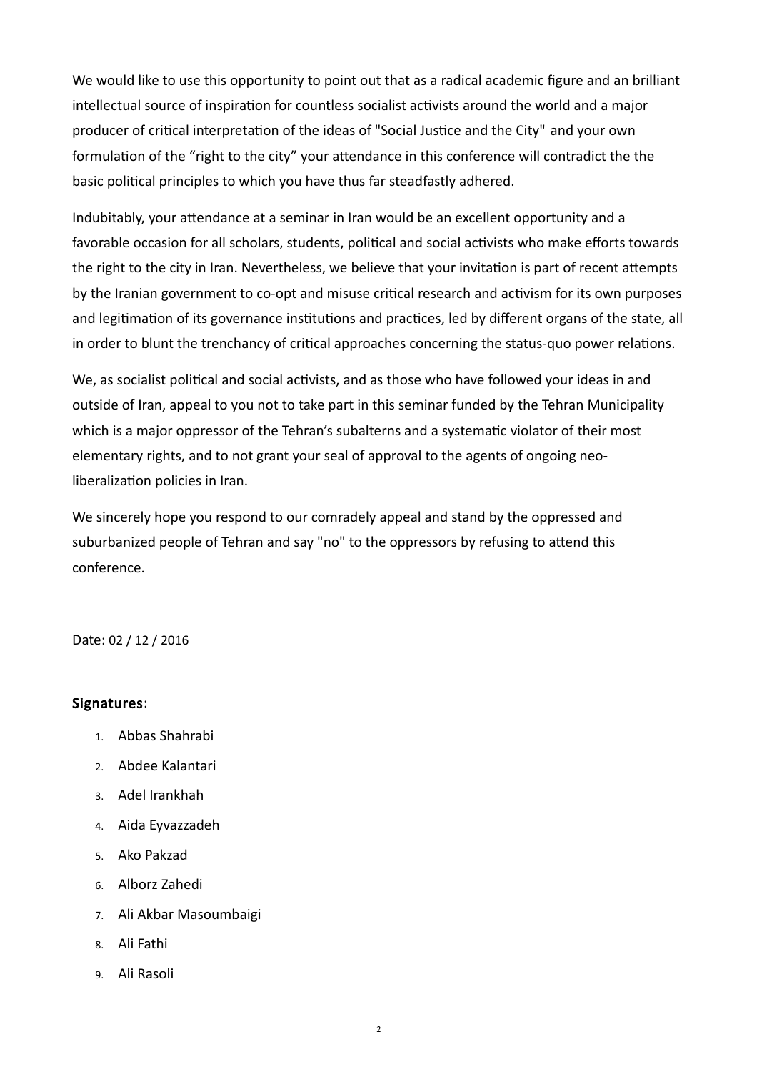We would like to use this opportunity to point out that as a radical academic figure and an brilliant intellectual source of inspiration for countless socialist activists around the world and a major producer of critical interpretation of the ideas of "Social Justice and the City" and your own formulation of the “right to the city” your attendance in this conference will contradict the the basic political principles to which you have thus far steadfastly adhered.

Indubitably, your attendance at a seminar in Iran would be an excellent opportunity and a favorable occasion for all scholars, students, political and social activists who make efforts towards the right to the city in Iran. Nevertheless, we believe that your invitation is part of recent attempts by the Iranian government to co-opt and misuse critical research and activism for its own purposes and legitimation of its governance institutions and practices, led by different organs of the state, all in order to blunt the trenchancy of critical approaches concerning the status-quo power relations.

We, as socialist political and social activists, and as those who have followed your ideas in and outside of Iran, appeal to you not to take part in this seminar funded by the Tehran Municipality which is a major oppressor of the Tehran’s subalterns and a systematic violator of their most elementary rights, and to not grant your seal of approval to the agents of ongoing neo-liberalization policies in Iran.

We sincerely hope you respond to our comradely appeal and stand by the oppressed and suburbanized people of Tehran and say "no" to the oppressors by refusing to attend this conference.

Date: 02 / 12 / 2016

## Signatures:

1. Abbas Shahrabi
2. Abdee Kalantari
3. Adel Irankhah
4. Aida Eyvazzadeh
5. Ako Pakzad
6. Alborz Zahedi
7. Ali Akbar Masoumbaigi
8. Ali Fathi
9. Ali Rasoli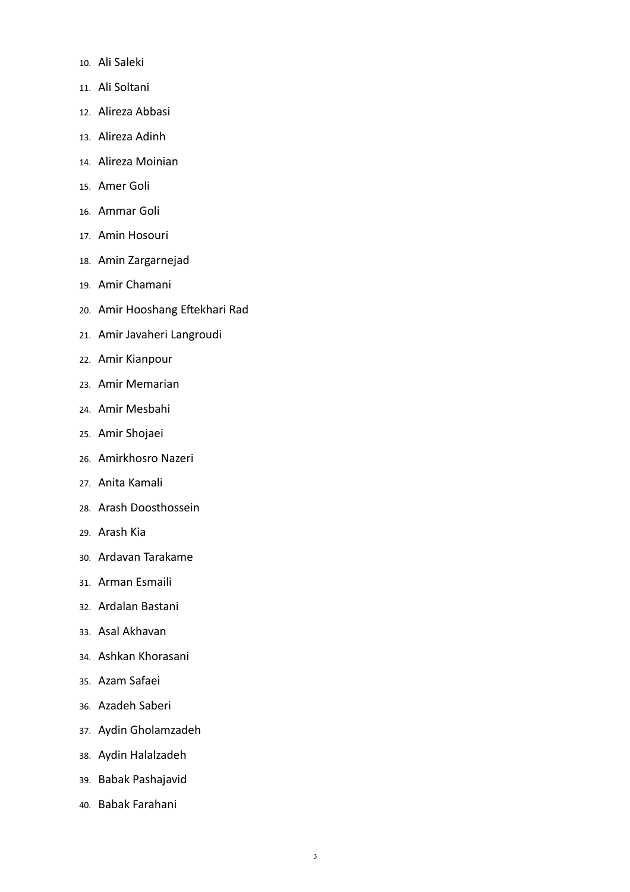10. Ali Saleki
11. Ali Soltani
12. Alireza Abbasi
13. Alireza Adinh
14. Alireza Moinian
15. Amer Goli
16. Ammar Goli
17. Amin Hosouri
18. Amin Zargarnejad
19. Amir Chamani
20. Amir Hooshang Eftekhari Rad
21. Amir Javaheri Langroudi
22. Amir Kianpour
23. Amir Memarian
24. Amir Mesbahi
25. Amir Shojaei
26. Amirkhosro Nazeri
27. Anita Kamali
28. Arash Doosthossein
29. Arash Kia
30. Ardavan Tarakame
31. Arman Esmaili
32. Ardalan Bastani
33. Asal Akhavan
34. Ashkan Khorasani
35. Azam Safaei
36. Azadeh Saberi
37. Aydin Gholamzadeh
38. Aydin Halalzadeh
39. Babak Pashajavid
40. Babak Farahani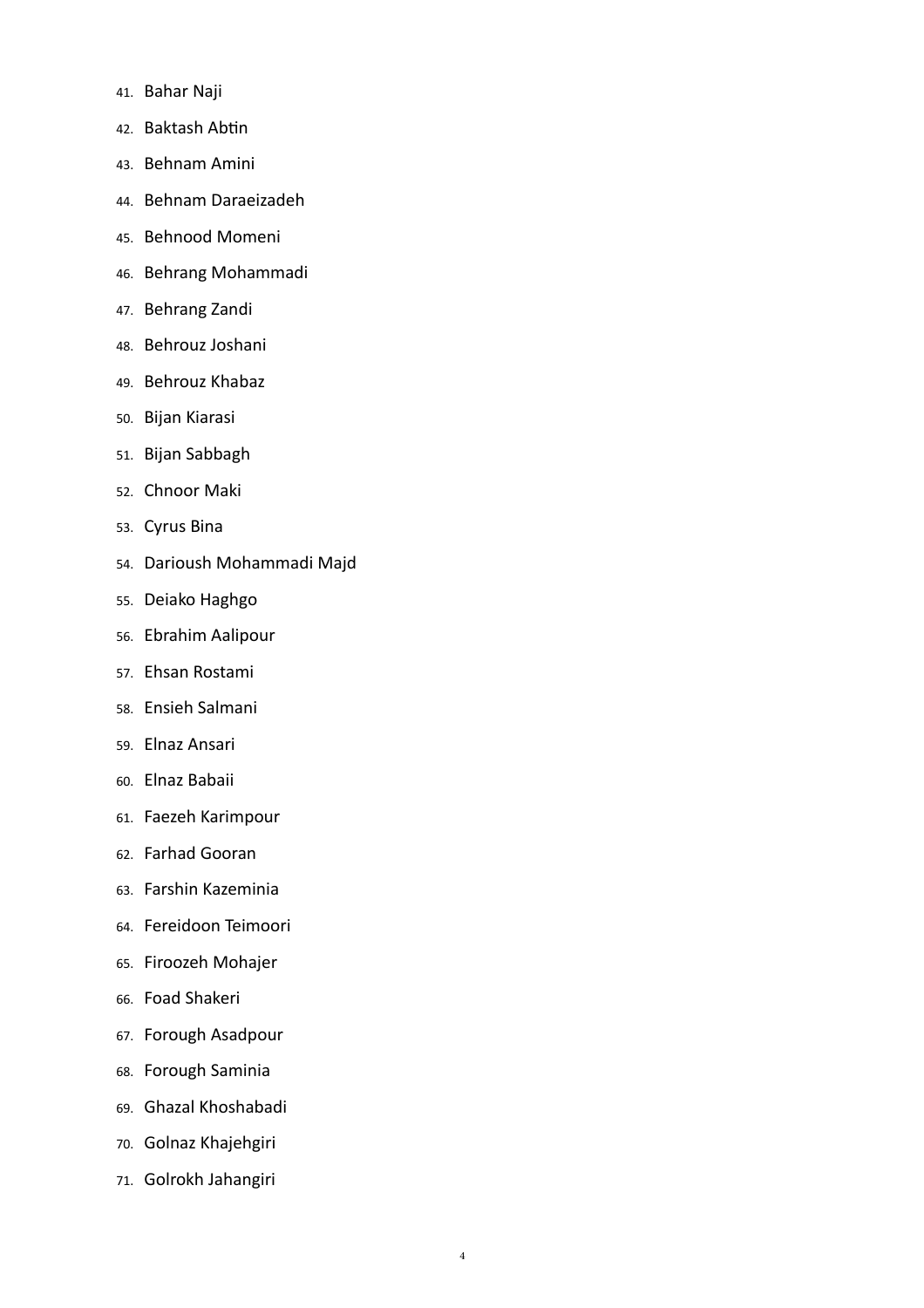41. Bahar Naji
42. Baktash Abtin
43. Behnam Amini
44. Behnam Daraeizadeh
45. Behnood Momeni
46. Behrang Mohammadi
47. Behrang Zandi
48. Behrouz Joshani
49. Behrouz Khabaz
50. Bijan Kiarasi
51. Bijan Sabbagh
52. Chnoor Maki
53. Cyrus Bina
54. Darioush Mohammadi Majd
55. Deiako Haghgo
56. Ebrahim Aalipour
57. Ehsan Rostami
58. Ensieh Salmani
59. Elnaz Ansari
60. Elnaz Babaii
61. Faezeh Karimpour
62. Farhad Gooran
63. Farshin Kazeminia
64. Fereidoon Teimoori
65. Firoozeh Mohajer
66. Foad Shakeri
67. Forough Asadpour
68. Forough Saminia
69. Ghazal Khoshabadi
70. Golnaz Khajehgiri
71. Golrokh Jahangiri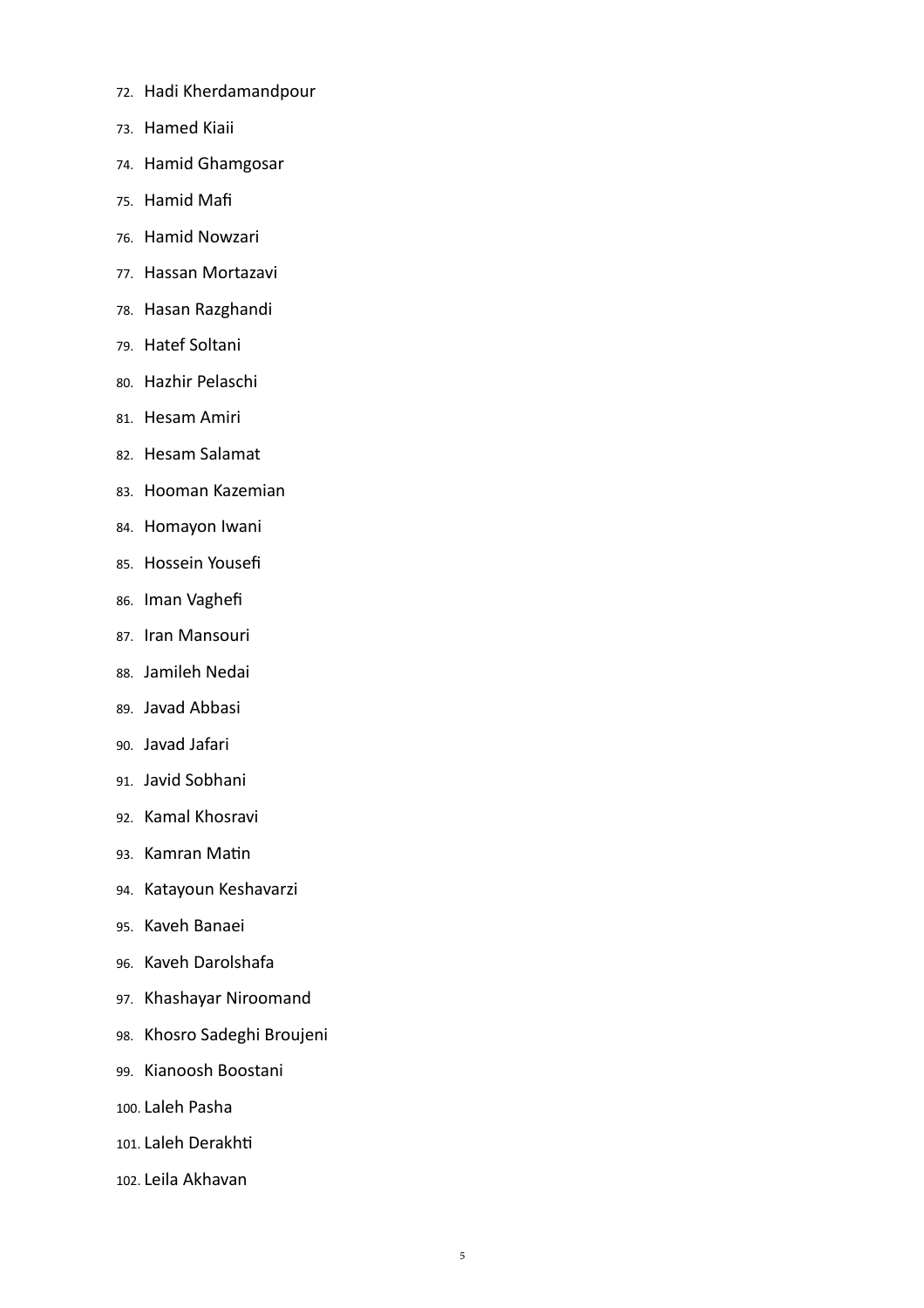72. Hadi Kherdamandpour
73. Hamed Kiaii
74. Hamid Ghamgosar
75. Hamid Mafi
76. Hamid Nowzari
77. Hassan Mortazavi
78. Hasan Razghandi
79. Hatef Soltani
80. Hazhir Pelaschi
81. Hesam Amiri
82. Hesam Salamat
83. Hooman Kazemian
84. Homayon Iwani
85. Hossein Yousefi
86. Iman Vaghefi
87. Iran Mansouri
88. Jamileh Nedai
89. Javad Abbasi
90. Javad Jafari
91. Javid Sobhani
92. Kamal Khosravi
93. Kamran Matin
94. Katayoun Keshavarzi
95. Kaveh Banaei
96. Kaveh Darolshafa
97. Khashayar Niroomand
98. Khosro Sadeghi Broujeni
99. Kianoosh Boostani
100. Laleh Pasha
101. Laleh Derakhti
102. Leila Akhavan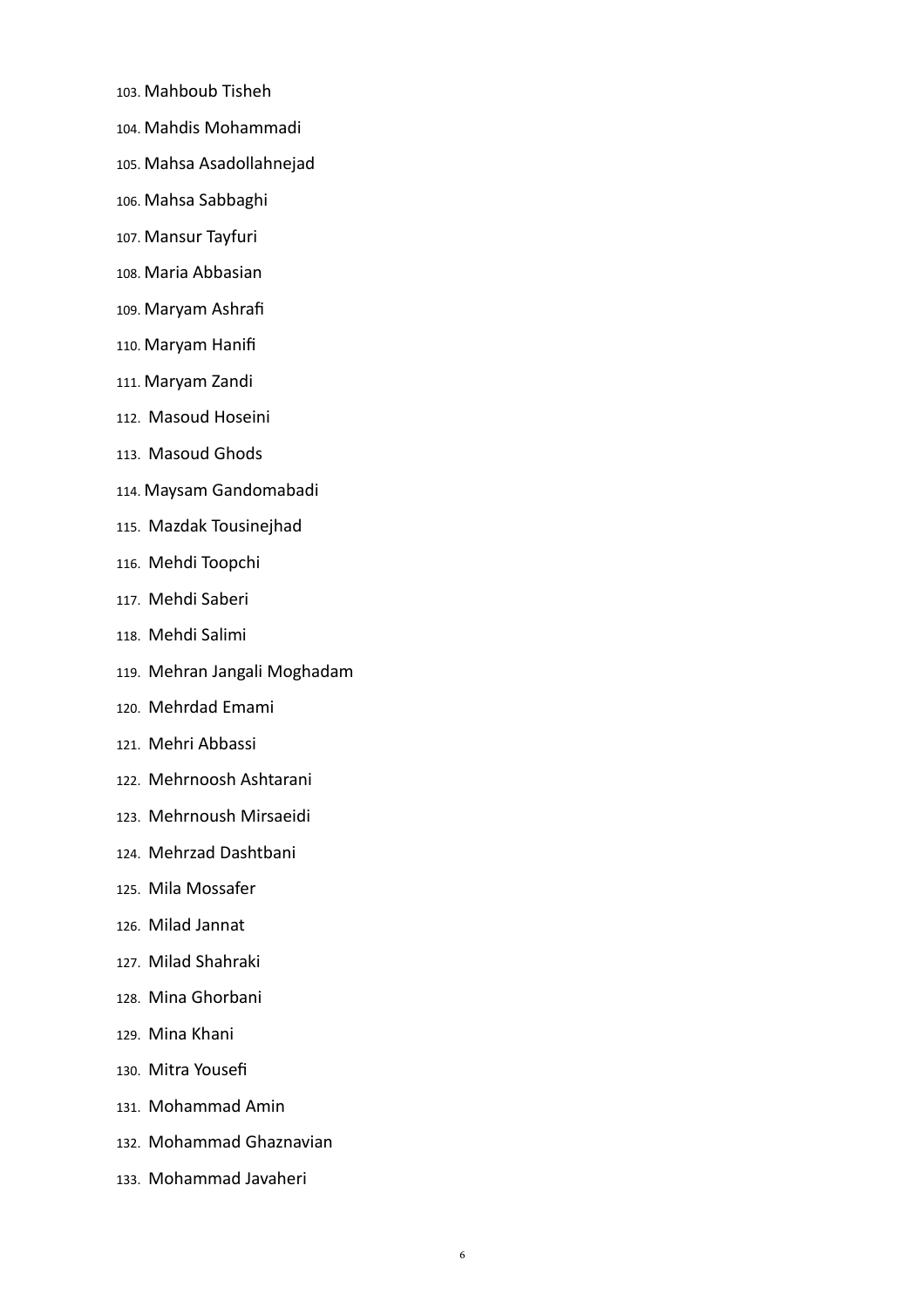103. Mahboub Tisheh
104. Mahdis Mohammadi
105. Mahsa Asadollahnejad
106. Mahsa Sabbaghi
107. Mansur Tayfuri
108. Maria Abbasian
109. Maryam Ashrafi
110. Maryam Hanifi
111. Maryam Zandi
112. Masoud Hoseini
113. Masoud Ghods
114. Maysam Gandomabadi
115. Mazdak Tousinejhad
116. Mehdi Toopchi
117. Mehdi Saberi
118. Mehdi Salimi
119. Mehran Jangali Moghadam
120. Mehrdad Emami
121. Mehri Abbassi
122. Mehrnoosh Ashtarani
123. Mehrnoush Mirsaeidi
124. Mehrzad Dashtbani
125. Mila Mossafer
126. Milad Jannat
127. Milad Shahraki
128. Mina Ghorbani
129. Mina Khani
130. Mitra Yousefi
131. Mohammad Amin
132. Mohammad Ghaznavian
133. Mohammad Javaheri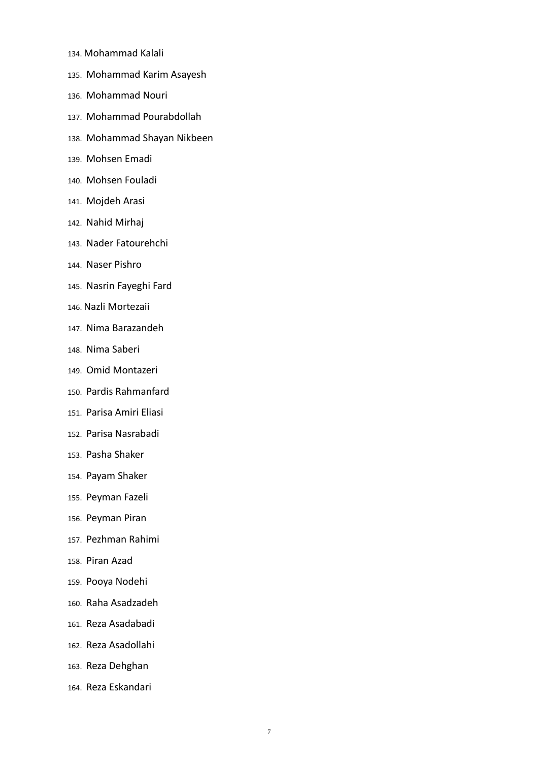134. Mohammad Kalali
135. Mohammad Karim Asayesh
136. Mohammad Nouri
137. Mohammad Pourabdollah
138. Mohammad Shayan Nikbeen
139. Mohsen Emadi
140. Mohsen Fouladi
141. Mojdeh Arasi
142. Nahid Mirhaj
143. Nader Fatourehchi
144. Naser Pishro
145. Nasrin Fayeghi Fard
146. Nazli Mortezaii
147. Nima Barazandeh
148. Nima Saberi
149. Omid Montazeri
150. Pardis Rahmanfard
151. Parisa Amiri Eliasi
152. Parisa Nasrabadi
153. Pasha Shaker
154. Payam Shaker
155. Peyman Fazeli
156. Peyman Piran
157. Pezhman Rahimi
158. Piran Azad
159. Pooya Nodehi
160. Raha Asadzadeh
161. Reza Asadabadi
162. Reza Asadollahi
163. Reza Dehghan
164. Reza Eskandari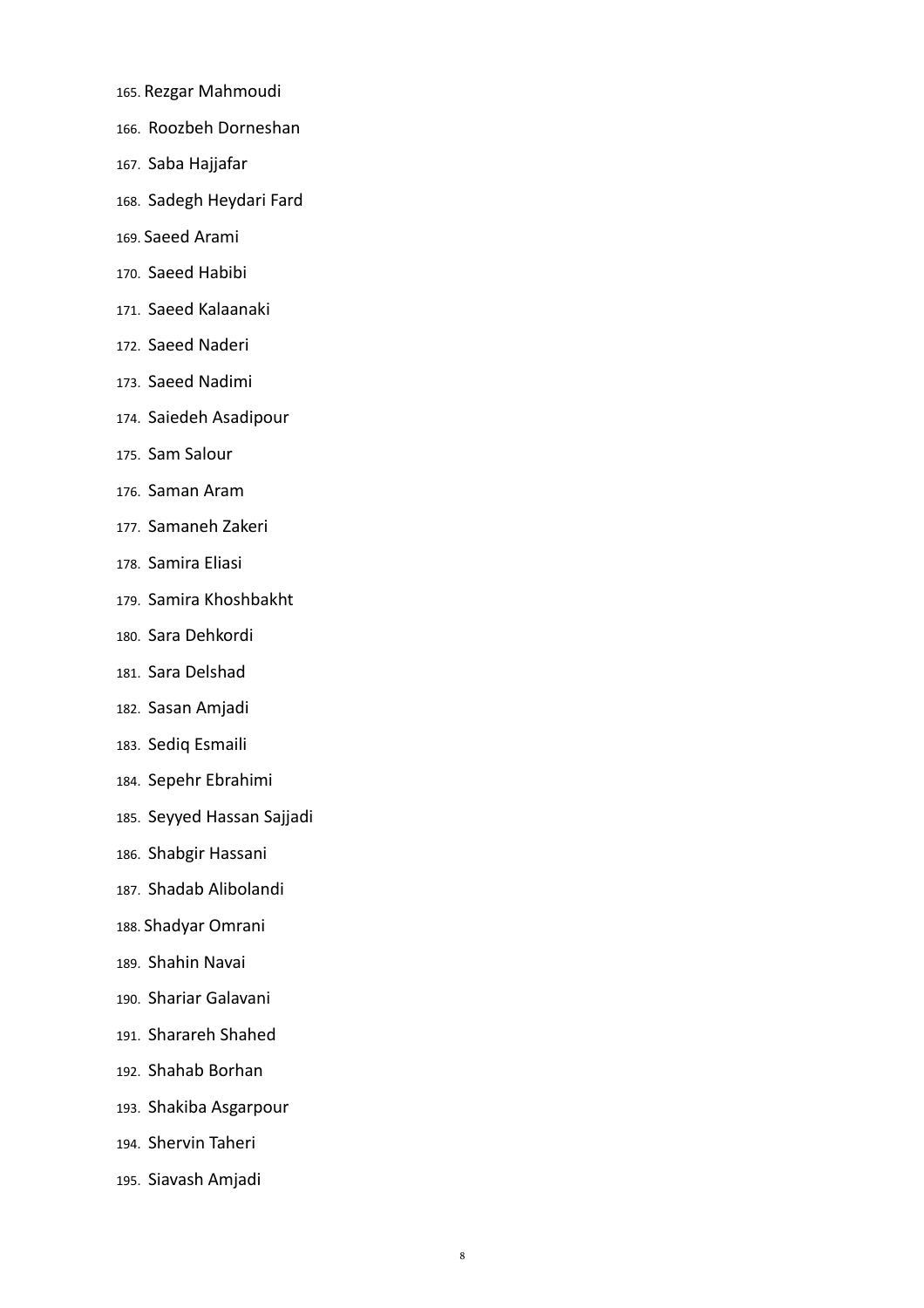165. Rezgar Mahmoudi
166. Roozbeh Dorneshan
167. Saba Hajjafar
168. Sadegh Heydari Fard
169. Saeed Arami
170. Saeed Habibi
171. Saeed Kalaanaki
172. Saeed Naderi
173. Saeed Nadimi
174. Saiedeh Asadipour
175. Sam Salour
176. Saman Aram
177. Samaneh Zakeri
178. Samira Eliasi
179. Samira Khoshbakht
180. Sara Dehkordi
181. Sara Delshad
182. Sasan Amjadi
183. Sediq Esmaili
184. Sepehr Ebrahimi
185. Seyyed Hassan Sajjadi
186. Shabgir Hassani
187. Shadab Alibolandi
188. Shadyar Omrani
189. Shahin Navai
190. Shariar Galavani
191. Sharareh Shahed
192. Shahab Borhan
193. Shakiba Asgarpour
194. Shervin Taheri
195. Siavash Amjadi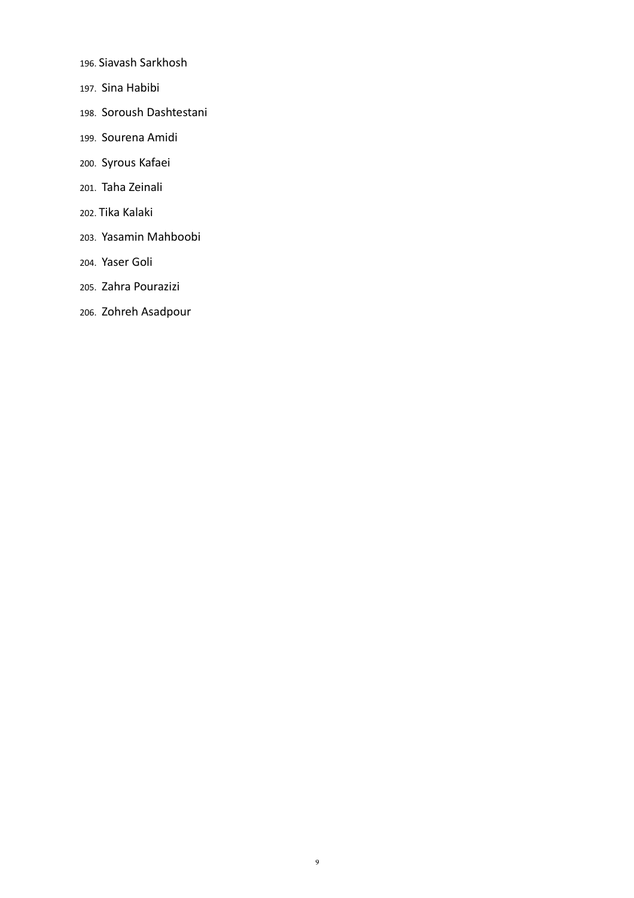196. Siavash Sarkhosh
197. Sina Habibi
198. Soroush Dashtestani
199. Sourena Amidi
200. Syrous Kafaei
201. Taha Zeinali
202. Tika Kalaki
203. Yasamin Mahboobi
204. Yaser Goli
205. Zahra Pourazizi
206. Zohreh Asadpour